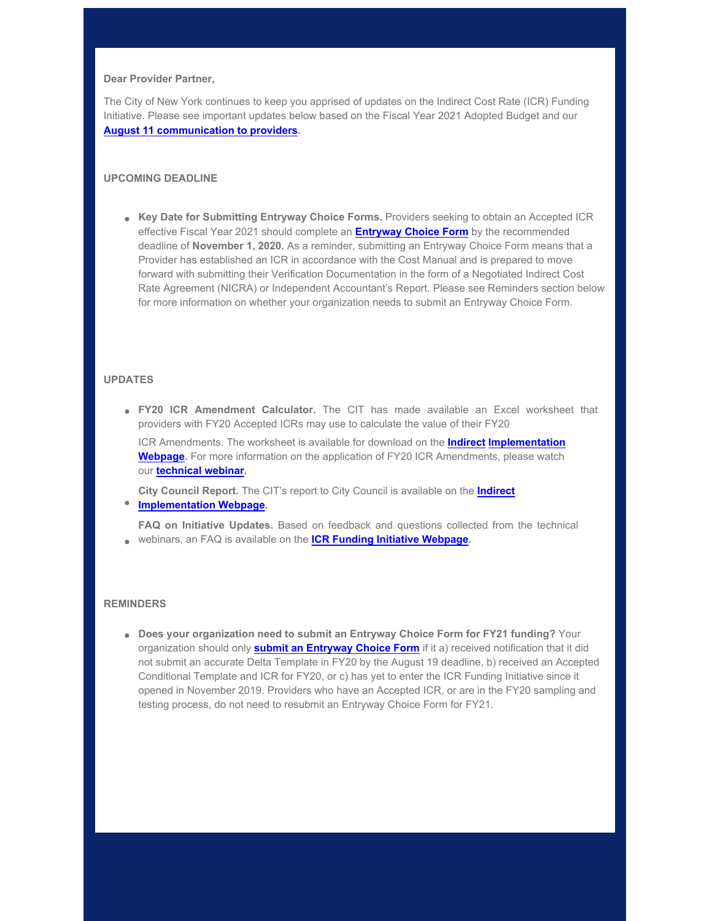**Dear Provider Partner,**

The City of New York continues to keep you apprised of updates on the Indirect Cost Rate (ICR) Funding Initiative. Please see important updates below based on the Fiscal Year 2021 Adopted Budget and our **August 11 communication to providers**.

**UPCOMING DEADLINE**

- **Key Date for Submitting Entryway Choice Forms.** Providers seeking to obtain an Accepted ICR effective Fiscal Year 2021 should complete an **Entryway Choice Form** by the recommended deadline of **November 1, 2020.** As a reminder, submitting an Entryway Choice Form means that a Provider has established an ICR in accordance with the Cost Manual and is prepared to move forward with submitting their Verification Documentation in the form of a Negotiated Indirect Cost Rate Agreement (NICRA) or Independent Accountant's Report. Please see Reminders section below for more information on whether your organization needs to submit an Entryway Choice Form.

**UPDATES**

- **FY20 ICR Amendment Calculator.** The CIT has made available an Excel worksheet that providers with FY20 Accepted ICRs may use to calculate the value of their FY20 ICR Amendments. The worksheet is available for download on the **Indirect Implementation Webpage**. For more information on the application of FY20 ICR Amendments, please watch our **technical webinar**.
- **City Council Report.** The CIT's report to City Council is available on the **Indirect Implementation Webpage**.
- **FAQ on Initiative Updates.** Based on feedback and questions collected from the technical webinars, an FAQ is available on the **ICR Funding Initiative Webpage**.

**REMINDERS**

- **Does your organization need to submit an Entryway Choice Form for FY21 funding?** Your organization should only **submit an Entryway Choice Form** if it a) received notification that it did not submit an accurate Delta Template in FY20 by the August 19 deadline, b) received an Accepted Conditional Template and ICR for FY20, or c) has yet to enter the ICR Funding Initiative since it opened in November 2019. Providers who have an Accepted ICR, or are in the FY20 sampling and testing process, do not need to resubmit an Entryway Choice Form for FY21.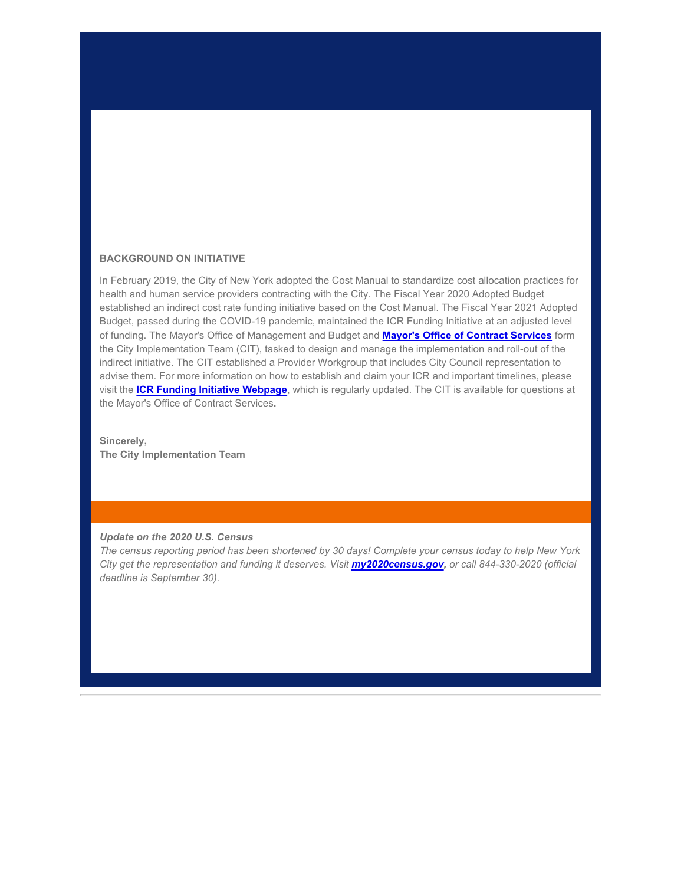**BACKGROUND ON INITIATIVE**

In February 2019, the City of New York adopted the Cost Manual to standardize cost allocation practices for health and human service providers contracting with the City. The Fiscal Year 2020 Adopted Budget established an indirect cost rate funding initiative based on the Cost Manual. The Fiscal Year 2021 Adopted Budget, passed during the COVID-19 pandemic, maintained the ICR Funding Initiative at an adjusted level of funding. The Mayor's Office of Management and Budget and **Mayor's Office of Contract Services** form the City Implementation Team (CIT), tasked to design and manage the implementation and roll-out of the indirect initiative. The CIT established a Provider Workgroup that includes City Council representation to advise them. For more information on how to establish and claim your ICR and important timelines, please visit the **ICR Funding Initiative Webpage**, which is regularly updated. The CIT is available for questions at the Mayor's Office of Contract Services**.**

**Sincerely,**
**The City Implementation Team**

***Update on the 2020 U.S. Census***
*The census reporting period has been shortened by 30 days! Complete your census today to help New York City get the representation and funding it deserves. Visit **my2020census.gov**, or call 844-330-2020 (official deadline is September 30).*